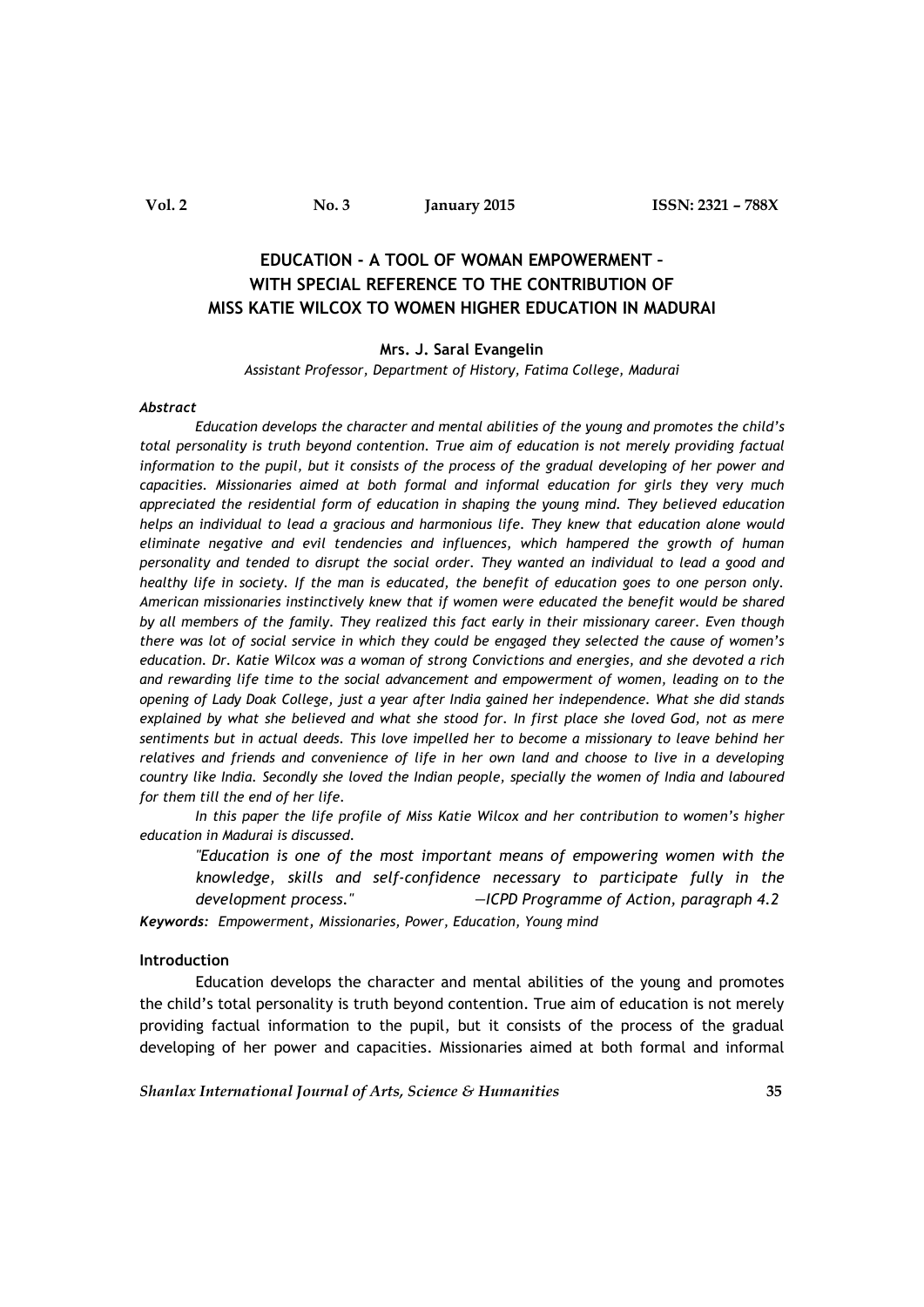# EDUCATION - A TOOL OF WOMAN EMPOWERMENT – WITH SPECIAL REFERENCE TO THE CONTRIBUTION OF MISS KATIE WILCOX TO WOMEN HIGHER EDUCATION IN MADURAI

**Mrs. J. Saral Evangelin**

*Assistant Professor, Department of History, Fatima College, Madurai*

***Abstract***

*Education develops the character and mental abilities of the young and promotes the child's total personality is truth beyond contention. True aim of education is not merely providing factual information to the pupil, but it consists of the process of the gradual developing of her power and capacities. Missionaries aimed at both formal and informal education for girls they very much appreciated the residential form of education in shaping the young mind. They believed education helps an individual to lead a gracious and harmonious life. They knew that education alone would eliminate negative and evil tendencies and influences, which hampered the growth of human personality and tended to disrupt the social order. They wanted an individual to lead a good and healthy life in society. If the man is educated, the benefit of education goes to one person only. American missionaries instinctively knew that if women were educated the benefit would be shared by all members of the family. They realized this fact early in their missionary career. Even though there was lot of social service in which they could be engaged they selected the cause of women's education. Dr. Katie Wilcox was a woman of strong Convictions and energies, and she devoted a rich and rewarding life time to the social advancement and empowerment of women, leading on to the opening of Lady Doak College, just a year after India gained her independence. What she did stands explained by what she believed and what she stood for. In first place she loved God, not as mere sentiments but in actual deeds. This love impelled her to become a missionary to leave behind her relatives and friends and convenience of life in her own land and choose to live in a developing country like India. Secondly she loved the Indian people, specially the women of India and laboured for them till the end of her life.*

*In this paper the life profile of Miss Katie Wilcox and her contribution to women's higher education in Madurai is discussed.*

> *"Education is one of the most important means of empowering women with the knowledge, skills and self-confidence necessary to participate fully in the development process."* —*ICPD Programme of Action, paragraph 4.2*

***Keywords:*** *Empowerment, Missionaries, Power, Education, Young mind*

## Introduction

Education develops the character and mental abilities of the young and promotes the child's total personality is truth beyond contention. True aim of education is not merely providing factual information to the pupil, but it consists of the process of the gradual developing of her power and capacities. Missionaries aimed at both formal and informal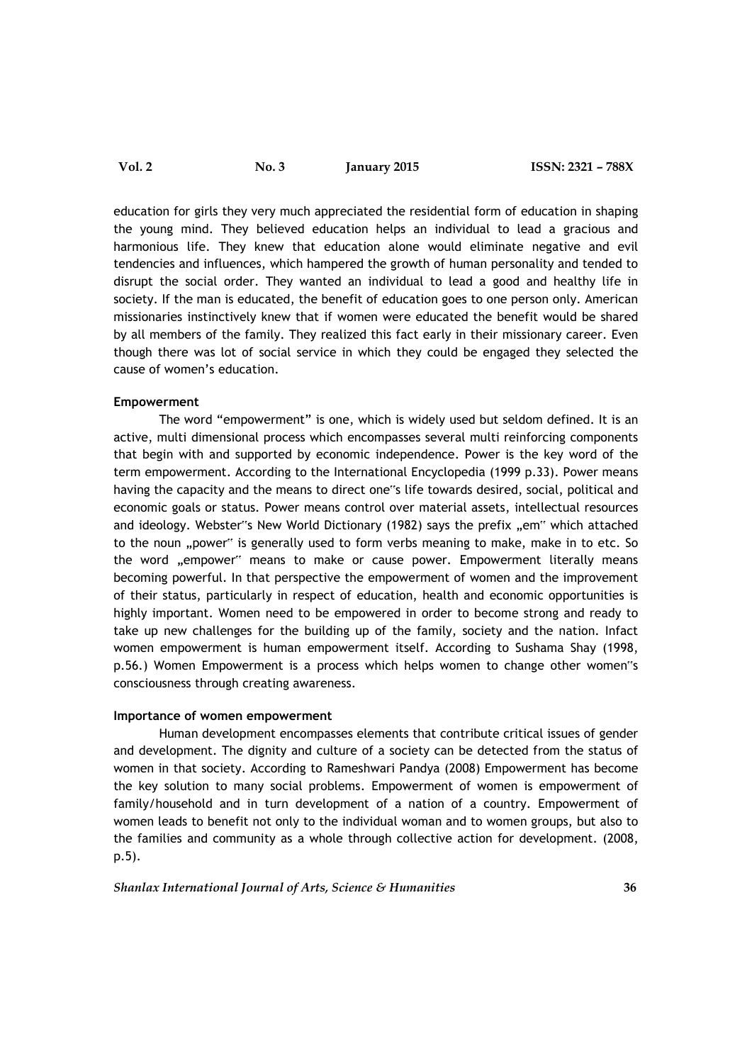education for girls they very much appreciated the residential form of education in shaping the young mind. They believed education helps an individual to lead a gracious and harmonious life. They knew that education alone would eliminate negative and evil tendencies and influences, which hampered the growth of human personality and tended to disrupt the social order. They wanted an individual to lead a good and healthy life in society. If the man is educated, the benefit of education goes to one person only. American missionaries instinctively knew that if women were educated the benefit would be shared by all members of the family. They realized this fact early in their missionary career. Even though there was lot of social service in which they could be engaged they selected the cause of women's education.

**Empowerment**

The word "empowerment" is one, which is widely used but seldom defined. It is an active, multi dimensional process which encompasses several multi reinforcing components that begin with and supported by economic independence. Power is the key word of the term empowerment. According to the International Encyclopedia (1999 p.33). Power means having the capacity and the means to direct one"s life towards desired, social, political and economic goals or status. Power means control over material assets, intellectual resources and ideology. Webster"s New World Dictionary (1982) says the prefix „em" which attached to the noun „power" is generally used to form verbs meaning to make, make in to etc. So the word „empower" means to make or cause power. Empowerment literally means becoming powerful. In that perspective the empowerment of women and the improvement of their status, particularly in respect of education, health and economic opportunities is highly important. Women need to be empowered in order to become strong and ready to take up new challenges for the building up of the family, society and the nation. Infact women empowerment is human empowerment itself. According to Sushama Shay (1998, p.56.) Women Empowerment is a process which helps women to change other women"s consciousness through creating awareness.

**Importance of women empowerment**

Human development encompasses elements that contribute critical issues of gender and development. The dignity and culture of a society can be detected from the status of women in that society. According to Rameshwari Pandya (2008) Empowerment has become the key solution to many social problems. Empowerment of women is empowerment of family/household and in turn development of a nation of a country. Empowerment of women leads to benefit not only to the individual woman and to women groups, but also to the families and community as a whole through collective action for development. (2008, p.5).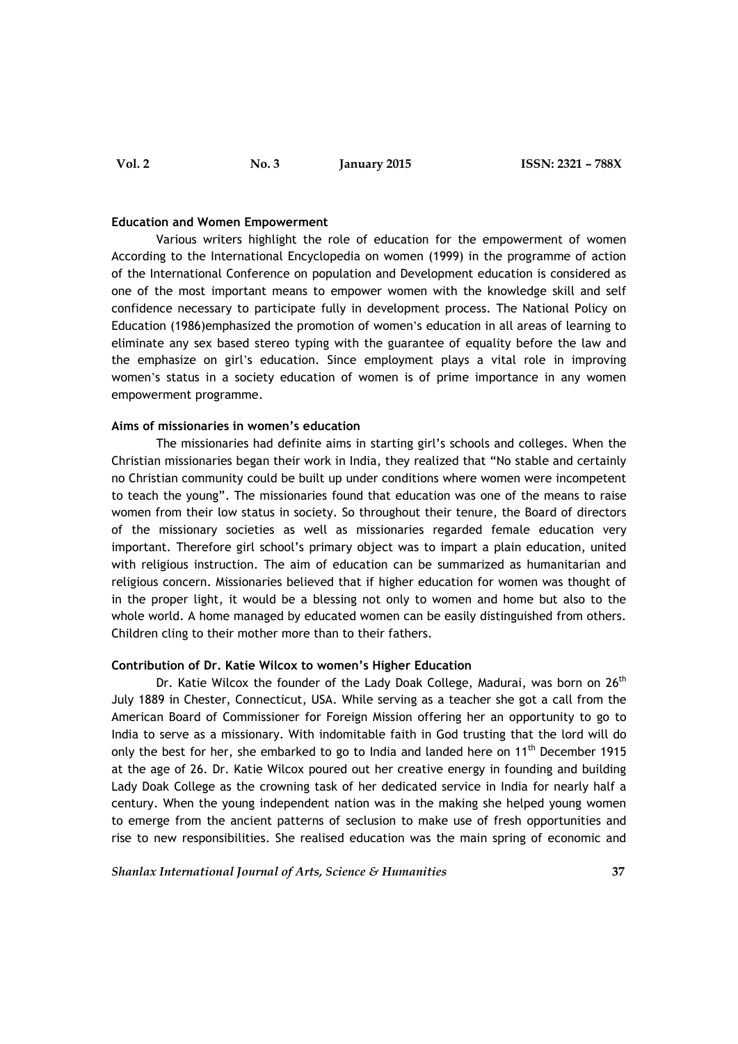**Education and Women Empowerment**

Various writers highlight the role of education for the empowerment of women According to the International Encyclopedia on women (1999) in the programme of action of the International Conference on population and Development education is considered as one of the most important means to empower women with the knowledge skill and self confidence necessary to participate fully in development process. The National Policy on Education (1986)emphasized the promotion of women's education in all areas of learning to eliminate any sex based stereo typing with the guarantee of equality before the law and the emphasize on girl's education. Since employment plays a vital role in improving women's status in a society education of women is of prime importance in any women empowerment programme.

**Aims of missionaries in women's education**

The missionaries had definite aims in starting girl's schools and colleges. When the Christian missionaries began their work in India, they realized that "No stable and certainly no Christian community could be built up under conditions where women were incompetent to teach the young". The missionaries found that education was one of the means to raise women from their low status in society. So throughout their tenure, the Board of directors of the missionary societies as well as missionaries regarded female education very important. Therefore girl school's primary object was to impart a plain education, united with religious instruction. The aim of education can be summarized as humanitarian and religious concern. Missionaries believed that if higher education for women was thought of in the proper light, it would be a blessing not only to women and home but also to the whole world. A home managed by educated women can be easily distinguished from others. Children cling to their mother more than to their fathers.

**Contribution of Dr. Katie Wilcox to women's Higher Education**

Dr. Katie Wilcox the founder of the Lady Doak College, Madurai, was born on 26th July 1889 in Chester, Connecticut, USA. While serving as a teacher she got a call from the American Board of Commissioner for Foreign Mission offering her an opportunity to go to India to serve as a missionary. With indomitable faith in God trusting that the lord will do only the best for her, she embarked to go to India and landed here on 11th December 1915 at the age of 26. Dr. Katie Wilcox poured out her creative energy in founding and building Lady Doak College as the crowning task of her dedicated service in India for nearly half a century. When the young independent nation was in the making she helped young women to emerge from the ancient patterns of seclusion to make use of fresh opportunities and rise to new responsibilities. She realised education was the main spring of economic and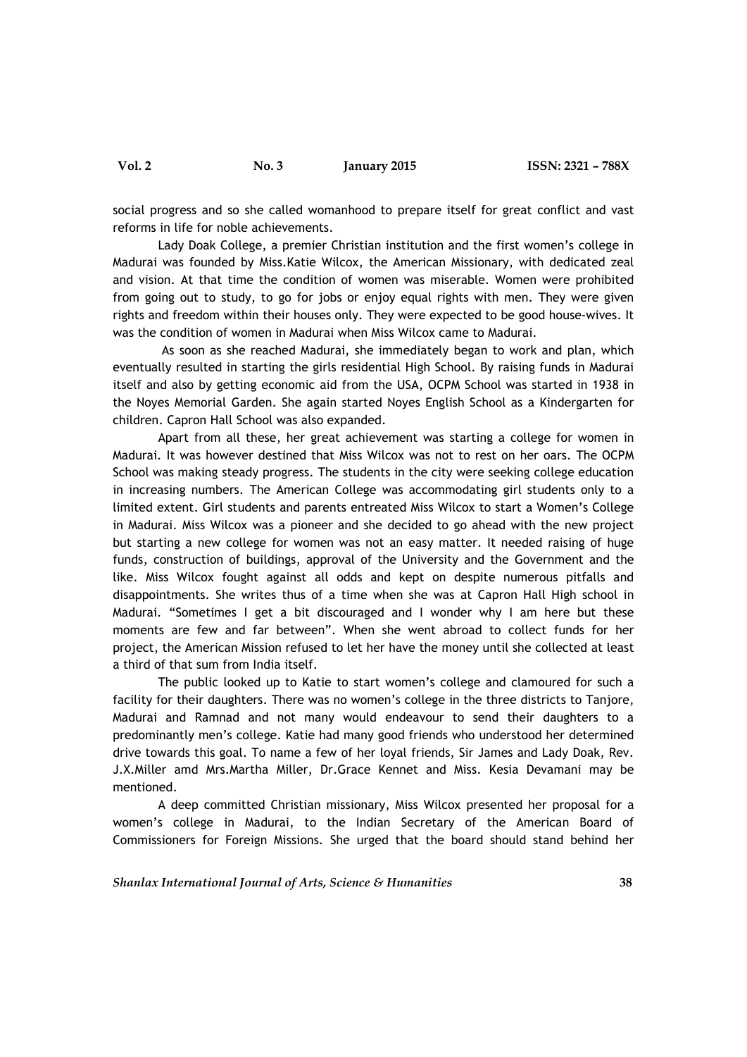social progress and so she called womanhood to prepare itself for great conflict and vast reforms in life for noble achievements.

Lady Doak College, a premier Christian institution and the first women's college in Madurai was founded by Miss.Katie Wilcox, the American Missionary, with dedicated zeal and vision. At that time the condition of women was miserable. Women were prohibited from going out to study, to go for jobs or enjoy equal rights with men. They were given rights and freedom within their houses only. They were expected to be good house-wives. It was the condition of women in Madurai when Miss Wilcox came to Madurai.

As soon as she reached Madurai, she immediately began to work and plan, which eventually resulted in starting the girls residential High School. By raising funds in Madurai itself and also by getting economic aid from the USA, OCPM School was started in 1938 in the Noyes Memorial Garden. She again started Noyes English School as a Kindergarten for children. Capron Hall School was also expanded.

Apart from all these, her great achievement was starting a college for women in Madurai. It was however destined that Miss Wilcox was not to rest on her oars. The OCPM School was making steady progress. The students in the city were seeking college education in increasing numbers. The American College was accommodating girl students only to a limited extent. Girl students and parents entreated Miss Wilcox to start a Women's College in Madurai. Miss Wilcox was a pioneer and she decided to go ahead with the new project but starting a new college for women was not an easy matter. It needed raising of huge funds, construction of buildings, approval of the University and the Government and the like. Miss Wilcox fought against all odds and kept on despite numerous pitfalls and disappointments. She writes thus of a time when she was at Capron Hall High school in Madurai. "Sometimes I get a bit discouraged and I wonder why I am here but these moments are few and far between". When she went abroad to collect funds for her project, the American Mission refused to let her have the money until she collected at least a third of that sum from India itself.

The public looked up to Katie to start women's college and clamoured for such a facility for their daughters. There was no women's college in the three districts to Tanjore, Madurai and Ramnad and not many would endeavour to send their daughters to a predominantly men's college. Katie had many good friends who understood her determined drive towards this goal. To name a few of her loyal friends, Sir James and Lady Doak, Rev. J.X.Miller amd Mrs.Martha Miller, Dr.Grace Kennet and Miss. Kesia Devamani may be mentioned.

A deep committed Christian missionary, Miss Wilcox presented her proposal for a women's college in Madurai, to the Indian Secretary of the American Board of Commissioners for Foreign Missions. She urged that the board should stand behind her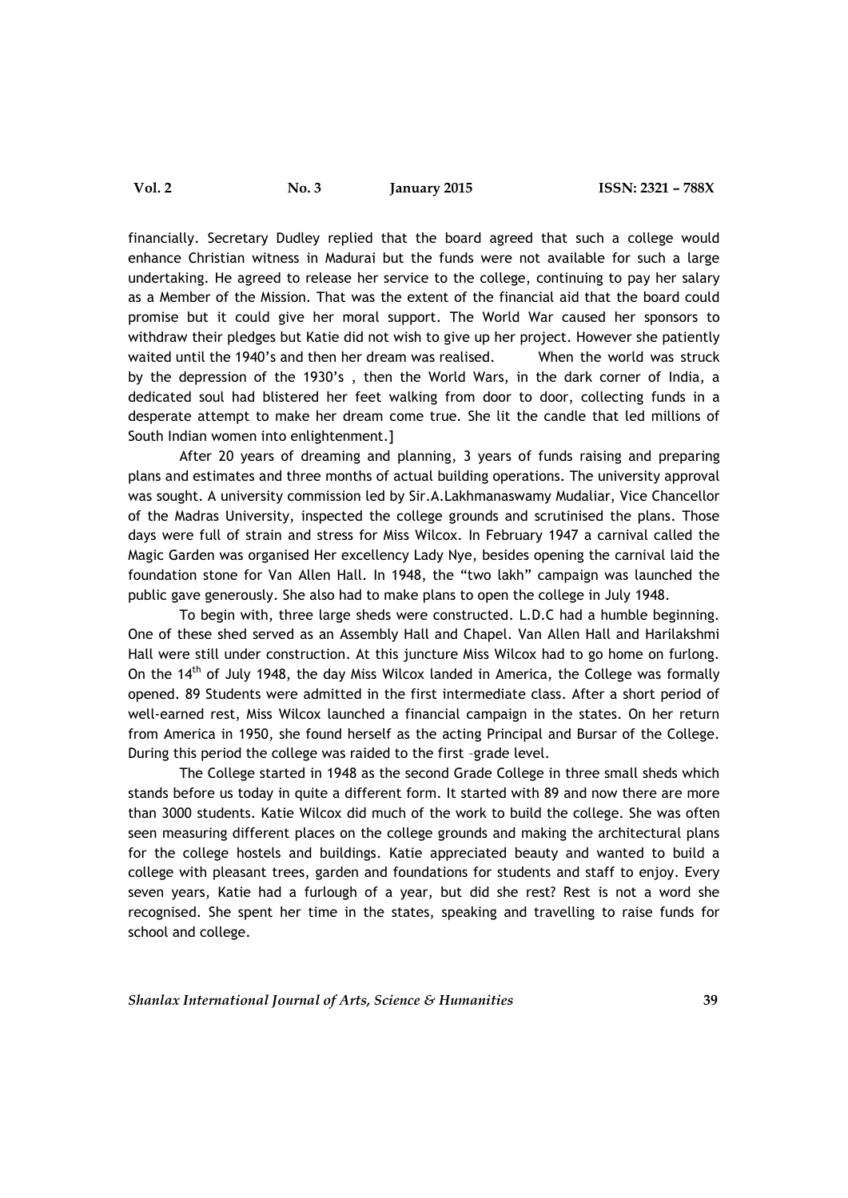financially. Secretary Dudley replied that the board agreed that such a college would enhance Christian witness in Madurai but the funds were not available for such a large undertaking. He agreed to release her service to the college, continuing to pay her salary as a Member of the Mission. That was the extent of the financial aid that the board could promise but it could give her moral support. The World War caused her sponsors to withdraw their pledges but Katie did not wish to give up her project. However she patiently waited until the 1940's and then her dream was realised. When the world was struck by the depression of the 1930's , then the World Wars, in the dark corner of India, a dedicated soul had blistered her feet walking from door to door, collecting funds in a desperate attempt to make her dream come true. She lit the candle that led millions of South Indian women into enlightenment.]

After 20 years of dreaming and planning, 3 years of funds raising and preparing plans and estimates and three months of actual building operations. The university approval was sought. A university commission led by Sir.A.Lakhmanaswamy Mudaliar, Vice Chancellor of the Madras University, inspected the college grounds and scrutinised the plans. Those days were full of strain and stress for Miss Wilcox. In February 1947 a carnival called the Magic Garden was organised Her excellency Lady Nye, besides opening the carnival laid the foundation stone for Van Allen Hall. In 1948, the "two lakh" campaign was launched the public gave generously. She also had to make plans to open the college in July 1948.

To begin with, three large sheds were constructed. L.D.C had a humble beginning. One of these shed served as an Assembly Hall and Chapel. Van Allen Hall and Harilakshmi Hall were still under construction. At this juncture Miss Wilcox had to go home on furlong. On the 14th of July 1948, the day Miss Wilcox landed in America, the College was formally opened. 89 Students were admitted in the first intermediate class. After a short period of well-earned rest, Miss Wilcox launched a financial campaign in the states. On her return from America in 1950, she found herself as the acting Principal and Bursar of the College. During this period the college was raided to the first –grade level.

The College started in 1948 as the second Grade College in three small sheds which stands before us today in quite a different form. It started with 89 and now there are more than 3000 students. Katie Wilcox did much of the work to build the college. She was often seen measuring different places on the college grounds and making the architectural plans for the college hostels and buildings. Katie appreciated beauty and wanted to build a college with pleasant trees, garden and foundations for students and staff to enjoy. Every seven years, Katie had a furlough of a year, but did she rest? Rest is not a word she recognised. She spent her time in the states, speaking and travelling to raise funds for school and college.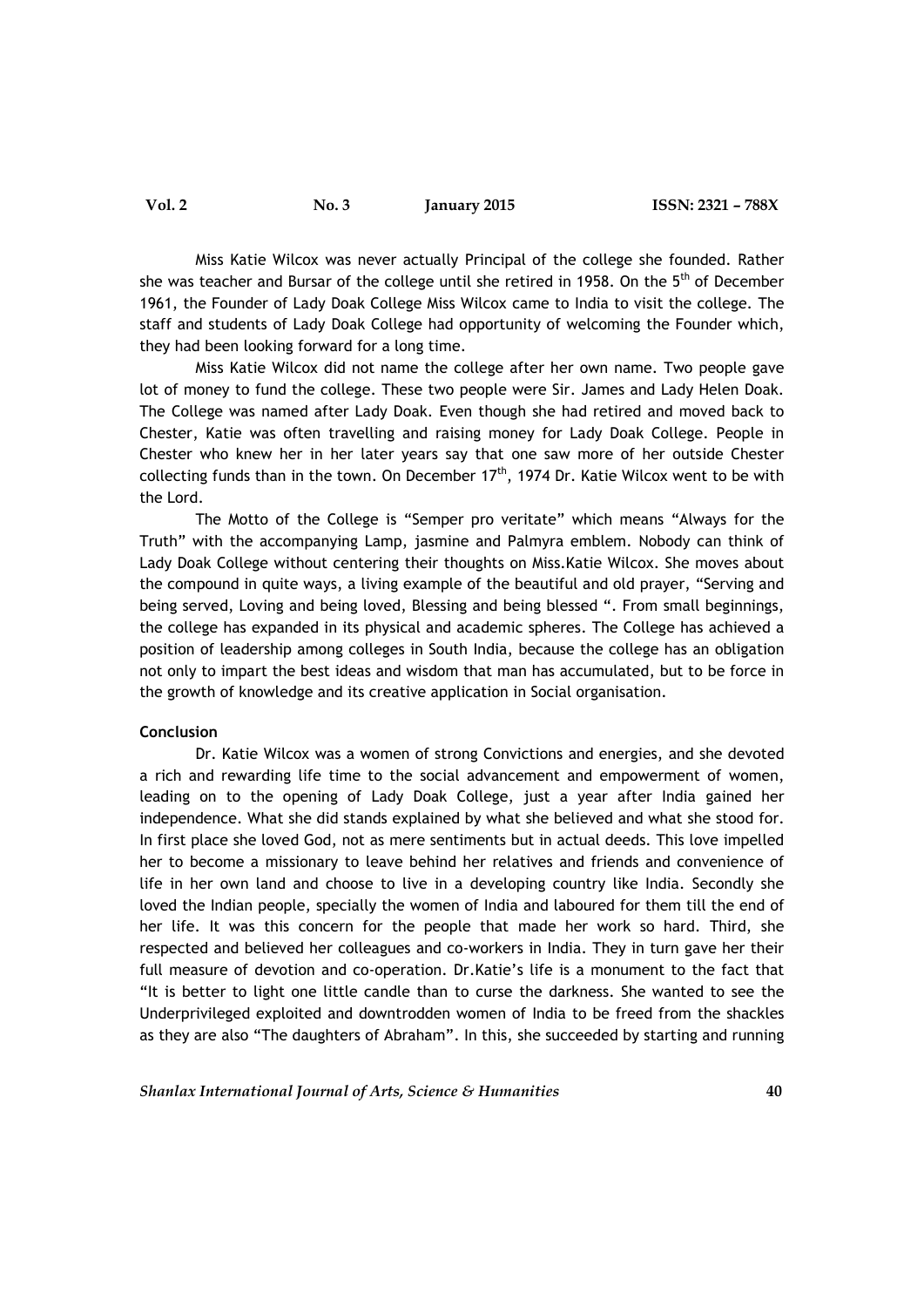Miss Katie Wilcox was never actually Principal of the college she founded. Rather she was teacher and Bursar of the college until she retired in 1958. On the 5th of December 1961, the Founder of Lady Doak College Miss Wilcox came to India to visit the college. The staff and students of Lady Doak College had opportunity of welcoming the Founder which, they had been looking forward for a long time.

Miss Katie Wilcox did not name the college after her own name. Two people gave lot of money to fund the college. These two people were Sir. James and Lady Helen Doak. The College was named after Lady Doak. Even though she had retired and moved back to Chester, Katie was often travelling and raising money for Lady Doak College. People in Chester who knew her in her later years say that one saw more of her outside Chester collecting funds than in the town. On December 17th, 1974 Dr. Katie Wilcox went to be with the Lord.

The Motto of the College is "Semper pro veritate" which means "Always for the Truth" with the accompanying Lamp, jasmine and Palmyra emblem. Nobody can think of Lady Doak College without centering their thoughts on Miss.Katie Wilcox. She moves about the compound in quite ways, a living example of the beautiful and old prayer, "Serving and being served, Loving and being loved, Blessing and being blessed ". From small beginnings, the college has expanded in its physical and academic spheres. The College has achieved a position of leadership among colleges in South India, because the college has an obligation not only to impart the best ideas and wisdom that man has accumulated, but to be force in the growth of knowledge and its creative application in Social organisation.

**Conclusion**

Dr. Katie Wilcox was a women of strong Convictions and energies, and she devoted a rich and rewarding life time to the social advancement and empowerment of women, leading on to the opening of Lady Doak College, just a year after India gained her independence. What she did stands explained by what she believed and what she stood for. In first place she loved God, not as mere sentiments but in actual deeds. This love impelled her to become a missionary to leave behind her relatives and friends and convenience of life in her own land and choose to live in a developing country like India. Secondly she loved the Indian people, specially the women of India and laboured for them till the end of her life. It was this concern for the people that made her work so hard. Third, she respected and believed her colleagues and co-workers in India. They in turn gave her their full measure of devotion and co-operation. Dr.Katie's life is a monument to the fact that "It is better to light one little candle than to curse the darkness. She wanted to see the Underprivileged exploited and downtrodden women of India to be freed from the shackles as they are also "The daughters of Abraham". In this, she succeeded by starting and running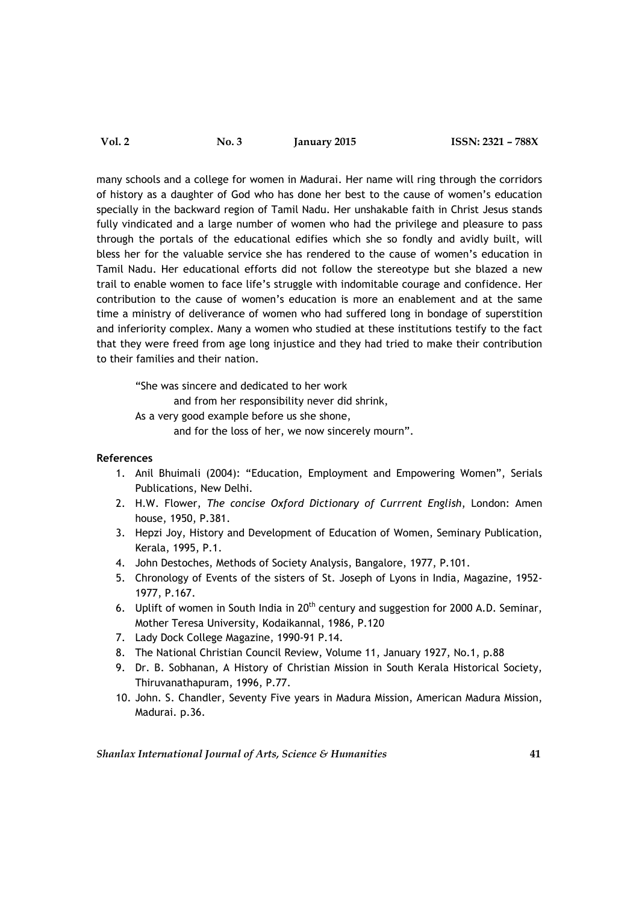many schools and a college for women in Madurai. Her name will ring through the corridors of history as a daughter of God who has done her best to the cause of women's education specially in the backward region of Tamil Nadu. Her unshakable faith in Christ Jesus stands fully vindicated and a large number of women who had the privilege and pleasure to pass through the portals of the educational edifies which she so fondly and avidly built, will bless her for the valuable service she has rendered to the cause of women's education in Tamil Nadu. Her educational efforts did not follow the stereotype but she blazed a new trail to enable women to face life's struggle with indomitable courage and confidence. Her contribution to the cause of women's education is more an enablement and at the same time a ministry of deliverance of women who had suffered long in bondage of superstition and inferiority complex. Many a women who studied at these institutions testify to the fact that they were freed from age long injustice and they had tried to make their contribution to their families and their nation.

> "She was sincere and dedicated to her work
> and from her responsibility never did shrink,
> As a very good example before us she shone,
> and for the loss of her, we now sincerely mourn".

**References**

1. Anil Bhuimali (2004): "Education, Employment and Empowering Women", Serials Publications, New Delhi.
2. H.W. Flower, *The concise Oxford Dictionary of Currrent English*, London: Amen house, 1950, P.381.
3. Hepzi Joy, History and Development of Education of Women, Seminary Publication, Kerala, 1995, P.1.
4. John Destoches, Methods of Society Analysis, Bangalore, 1977, P.101.
5. Chronology of Events of the sisters of St. Joseph of Lyons in India, Magazine, 1952-1977, P.167.
6. Uplift of women in South India in 20th century and suggestion for 2000 A.D. Seminar, Mother Teresa University, Kodaikannal, 1986, P.120
7. Lady Dock College Magazine, 1990-91 P.14.
8. The National Christian Council Review, Volume 11, January 1927, No.1, p.88
9. Dr. B. Sobhanan, A History of Christian Mission in South Kerala Historical Society, Thiruvanathapuram, 1996, P.77.
10. John. S. Chandler, Seventy Five years in Madura Mission, American Madura Mission, Madurai. p.36.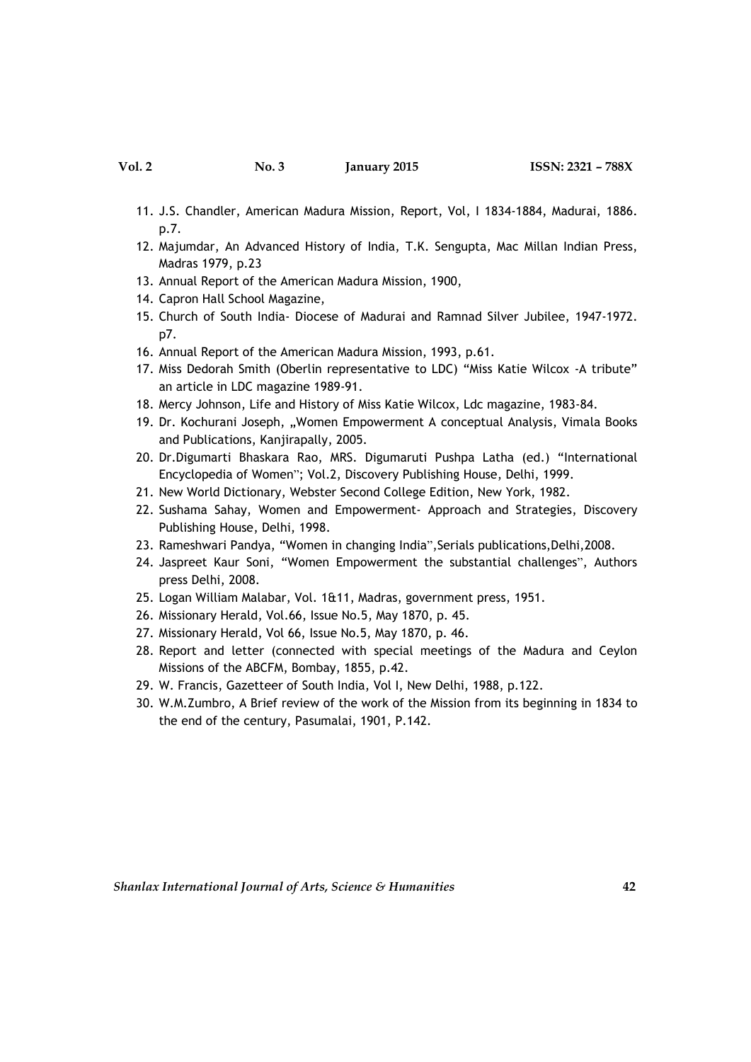11. J.S. Chandler, American Madura Mission, Report, Vol, I 1834-1884, Madurai, 1886. p.7.
12. Majumdar, An Advanced History of India, T.K. Sengupta, Mac Millan Indian Press, Madras 1979, p.23
13. Annual Report of the American Madura Mission, 1900,
14. Capron Hall School Magazine,
15. Church of South India- Diocese of Madurai and Ramnad Silver Jubilee, 1947-1972. p7.
16. Annual Report of the American Madura Mission, 1993, p.61.
17. Miss Dedorah Smith (Oberlin representative to LDC) "Miss Katie Wilcox -A tribute" an article in LDC magazine 1989-91.
18. Mercy Johnson, Life and History of Miss Katie Wilcox, Ldc magazine, 1983-84.
19. Dr. Kochurani Joseph, „Women Empowerment A conceptual Analysis, Vimala Books and Publications, Kanjirapally, 2005.
20. Dr.Digumarti Bhaskara Rao, MRS. Digumaruti Pushpa Latha (ed.) "International Encyclopedia of Women"; Vol.2, Discovery Publishing House, Delhi, 1999.
21. New World Dictionary, Webster Second College Edition, New York, 1982.
22. Sushama Sahay, Women and Empowerment- Approach and Strategies, Discovery Publishing House, Delhi, 1998.
23. Rameshwari Pandya, "Women in changing India",Serials publications,Delhi,2008.
24. Jaspreet Kaur Soni, "Women Empowerment the substantial challenges", Authors press Delhi, 2008.
25. Logan William Malabar, Vol. 1&11, Madras, government press, 1951.
26. Missionary Herald, Vol.66, Issue No.5, May 1870, p. 45.
27. Missionary Herald, Vol 66, Issue No.5, May 1870, p. 46.
28. Report and letter (connected with special meetings of the Madura and Ceylon Missions of the ABCFM, Bombay, 1855, p.42.
29. W. Francis, Gazetteer of South India, Vol I, New Delhi, 1988, p.122.
30. W.M.Zumbro, A Brief review of the work of the Mission from its beginning in 1834 to the end of the century, Pasumalai, 1901, P.142.